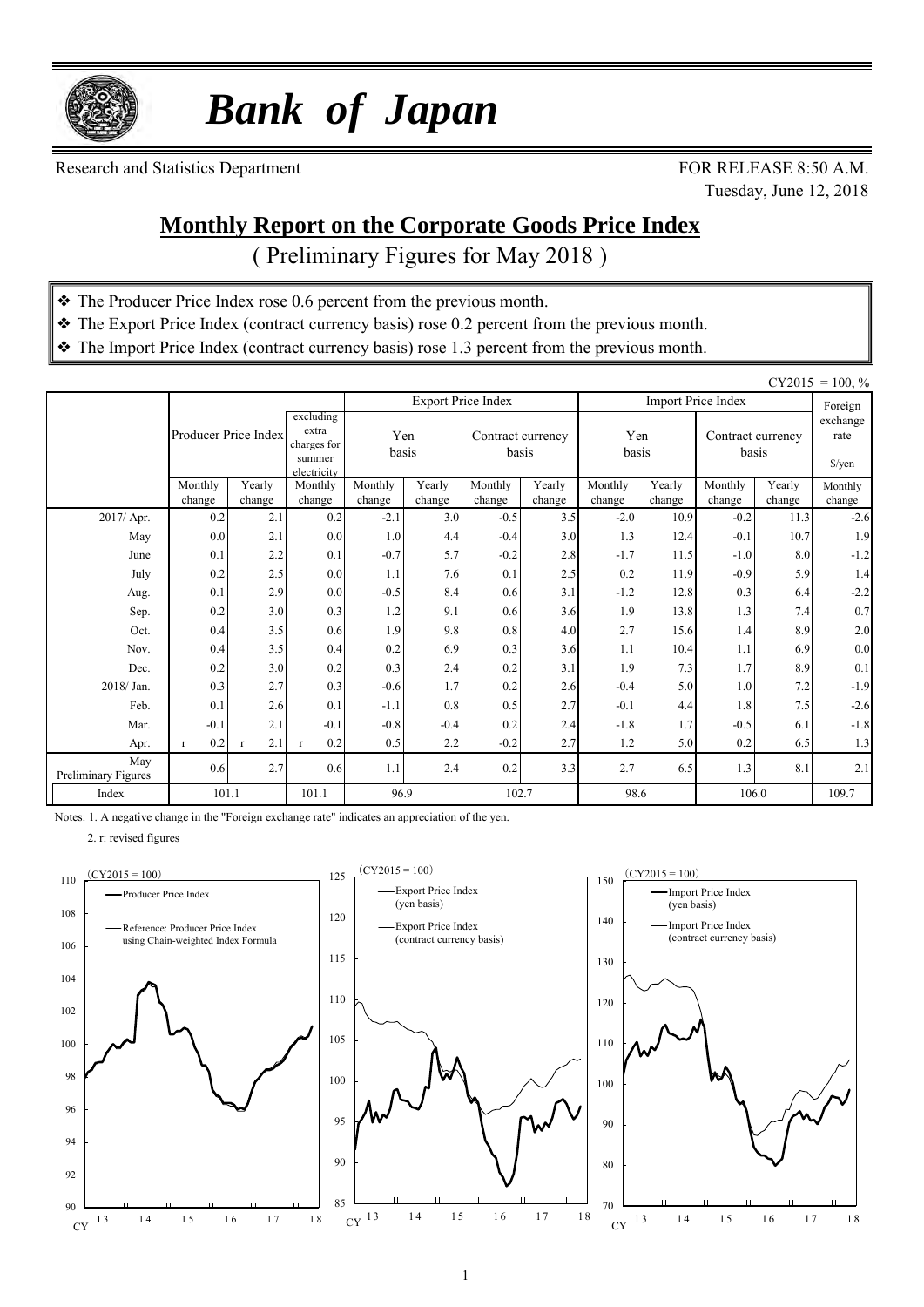# *Bank of Japan*

Research and Statistics Department

FOR RELEASE 8:50 A.M.
Tuesday, June 12, 2018

## Monthly Report on the Corporate Goods Price Index

( Preliminary Figures for May 2018 )

- ❖ The Producer Price Index rose 0.6 percent from the previous month.
- ❖ The Export Price Index (contract currency basis) rose 0.2 percent from the previous month.
- ❖ The Import Price Index (contract currency basis) rose 1.3 percent from the previous month.

CY2015 = 100, %

| | Producer Price Index | | excluding extra charges for summer electricity | Export Price Index | | | | Import Price Index | | | | Foreign exchange rate $/yen |
|---|---|---|---|---|---|---|---|---|---|---|---|---|
| | | | | Yen basis | | Contract currency basis | | Yen basis | | Contract currency basis | | |
| | Monthly change | Yearly change | Monthly change | Monthly change | Yearly change | Monthly change | Yearly change | Monthly change | Yearly change | Monthly change | Yearly change | Monthly change |
| 2017/ Apr. | 0.2 | 2.1 | 0.2 | -2.1 | 3.0 | -0.5 | 3.5 | -2.0 | 10.9 | -0.2 | 11.3 | -2.6 |
| May | 0.0 | 2.1 | 0.0 | 1.0 | 4.4 | -0.4 | 3.0 | 1.3 | 12.4 | -0.1 | 10.7 | 1.9 |
| June | 0.1 | 2.2 | 0.1 | -0.7 | 5.7 | -0.2 | 2.8 | -1.7 | 11.5 | -1.0 | 8.0 | -1.2 |
| July | 0.2 | 2.5 | 0.0 | 1.1 | 7.6 | 0.1 | 2.5 | 0.2 | 11.9 | -0.9 | 5.9 | 1.4 |
| Aug. | 0.1 | 2.9 | 0.0 | -0.5 | 8.4 | 0.6 | 3.1 | -1.2 | 12.8 | 0.3 | 6.4 | -2.2 |
| Sep. | 0.2 | 3.0 | 0.3 | 1.2 | 9.1 | 0.6 | 3.6 | 1.9 | 13.8 | 1.3 | 7.4 | 0.7 |
| Oct. | 0.4 | 3.5 | 0.6 | 1.9 | 9.8 | 0.8 | 4.0 | 2.7 | 15.6 | 1.4 | 8.9 | 2.0 |
| Nov. | 0.4 | 3.5 | 0.4 | 0.2 | 6.9 | 0.3 | 3.6 | 1.1 | 10.4 | 1.1 | 6.9 | 0.0 |
| Dec. | 0.2 | 3.0 | 0.2 | 0.3 | 2.4 | 0.2 | 3.1 | 1.9 | 7.3 | 1.7 | 8.9 | 0.1 |
| 2018/ Jan. | 0.3 | 2.7 | 0.3 | -0.6 | 1.7 | 0.2 | 2.6 | -0.4 | 5.0 | 1.0 | 7.2 | -1.9 |
| Feb. | 0.1 | 2.6 | 0.1 | -1.1 | 0.8 | 0.5 | 2.7 | -0.1 | 4.4 | 1.8 | 7.5 | -2.6 |
| Mar. | -0.1 | 2.1 | -0.1 | -0.8 | -0.4 | 0.2 | 2.4 | -1.8 | 1.7 | -0.5 | 6.1 | -1.8 |
| Apr. | r 0.2 | r 2.1 | r 0.2 | 0.5 | 2.2 | -0.2 | 2.7 | 1.2 | 5.0 | 0.2 | 6.5 | 1.3 |
| May Preliminary Figures | 0.6 | 2.7 | 0.6 | 1.1 | 2.4 | 0.2 | 3.3 | 2.7 | 6.5 | 1.3 | 8.1 | 2.1 |
| Index | 101.1 | | 101.1 | 96.9 | | 102.7 | | 98.6 | | 106.0 | | 109.7 |

Notes: 1. A negative change in the "Foreign exchange rate" indicates an appreciation of the yen.

2. r: revised figures

(CY2015 = 100)
— Producer Price Index
— Reference: Producer Price Index using Chain-weighted Index Formula

(CY2015 = 100)
— Export Price Index (yen basis)
— Export Price Index (contract currency basis)

(CY2015 = 100)
— Import Price Index (yen basis)
— Import Price Index (contract currency basis)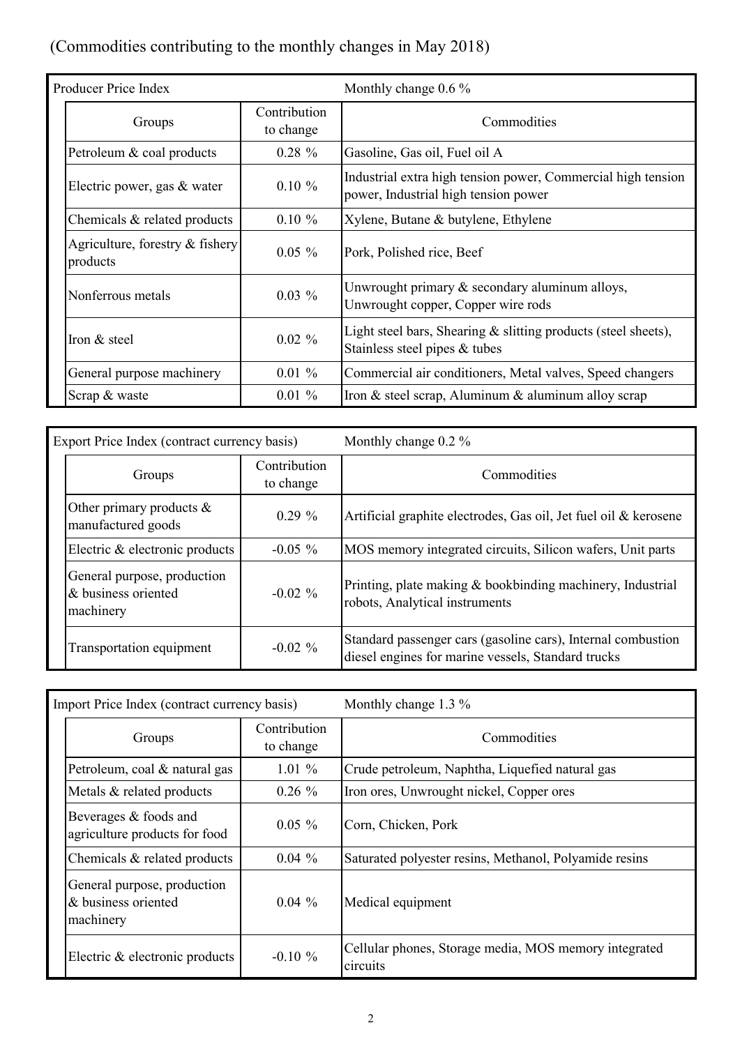(Commodities contributing to the monthly changes in May 2018)

**Producer Price Index** — Monthly change 0.6 %

| Groups | Contribution to change | Commodities |
|---|---|---|
| Petroleum & coal products | 0.28 % | Gasoline, Gas oil, Fuel oil A |
| Electric power, gas & water | 0.10 % | Industrial extra high tension power, Commercial high tension power, Industrial high tension power |
| Chemicals & related products | 0.10 % | Xylene, Butane & butylene, Ethylene |
| Agriculture, forestry & fishery products | 0.05 % | Pork, Polished rice, Beef |
| Nonferrous metals | 0.03 % | Unwrought primary & secondary aluminum alloys, Unwrought copper, Copper wire rods |
| Iron & steel | 0.02 % | Light steel bars, Shearing & slitting products (steel sheets), Stainless steel pipes & tubes |
| General purpose machinery | 0.01 % | Commercial air conditioners, Metal valves, Speed changers |
| Scrap & waste | 0.01 % | Iron & steel scrap, Aluminum & aluminum alloy scrap |

**Export Price Index (contract currency basis)** — Monthly change 0.2 %

| Groups | Contribution to change | Commodities |
|---|---|---|
| Other primary products & manufactured goods | 0.29 % | Artificial graphite electrodes, Gas oil, Jet fuel oil & kerosene |
| Electric & electronic products | -0.05 % | MOS memory integrated circuits, Silicon wafers, Unit parts |
| General purpose, production & business oriented machinery | -0.02 % | Printing, plate making & bookbinding machinery, Industrial robots, Analytical instruments |
| Transportation equipment | -0.02 % | Standard passenger cars (gasoline cars), Internal combustion diesel engines for marine vessels, Standard trucks |

**Import Price Index (contract currency basis)** — Monthly change 1.3 %

| Groups | Contribution to change | Commodities |
|---|---|---|
| Petroleum, coal & natural gas | 1.01 % | Crude petroleum, Naphtha, Liquefied natural gas |
| Metals & related products | 0.26 % | Iron ores, Unwrought nickel, Copper ores |
| Beverages & foods and agriculture products for food | 0.05 % | Corn, Chicken, Pork |
| Chemicals & related products | 0.04 % | Saturated polyester resins, Methanol, Polyamide resins |
| General purpose, production & business oriented machinery | 0.04 % | Medical equipment |
| Electric & electronic products | -0.10 % | Cellular phones, Storage media, MOS memory integrated circuits |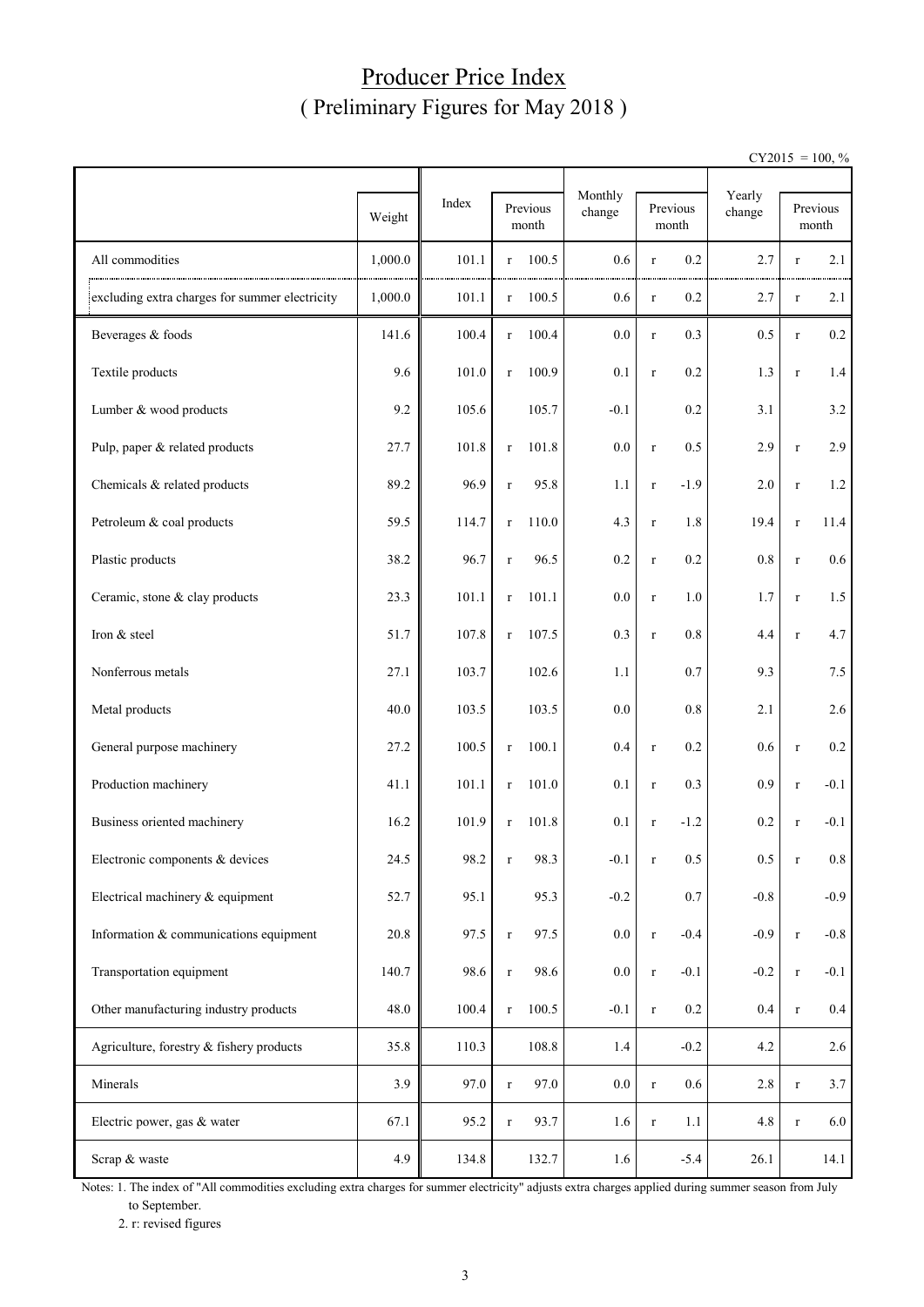# Producer Price Index
## ( Preliminary Figures for May 2018 )

CY2015 = 100, %

| | Weight | Index | Previous month | Monthly change | Previous month | Yearly change | Previous month |
|---|---|---|---|---|---|---|---|
| All commodities | 1,000.0 | 101.1 | r 100.5 | 0.6 | r 0.2 | 2.7 | r 2.1 |
| excluding extra charges for summer electricity | 1,000.0 | 101.1 | r 100.5 | 0.6 | r 0.2 | 2.7 | r 2.1 |
| Beverages & foods | 141.6 | 100.4 | r 100.4 | 0.0 | r 0.3 | 0.5 | r 0.2 |
| Textile products | 9.6 | 101.0 | r 100.9 | 0.1 | r 0.2 | 1.3 | r 1.4 |
| Lumber & wood products | 9.2 | 105.6 | 105.7 | -0.1 | 0.2 | 3.1 | 3.2 |
| Pulp, paper & related products | 27.7 | 101.8 | r 101.8 | 0.0 | r 0.5 | 2.9 | r 2.9 |
| Chemicals & related products | 89.2 | 96.9 | r 95.8 | 1.1 | r -1.9 | 2.0 | r 1.2 |
| Petroleum & coal products | 59.5 | 114.7 | r 110.0 | 4.3 | r 1.8 | 19.4 | r 11.4 |
| Plastic products | 38.2 | 96.7 | r 96.5 | 0.2 | r 0.2 | 0.8 | r 0.6 |
| Ceramic, stone & clay products | 23.3 | 101.1 | r 101.1 | 0.0 | r 1.0 | 1.7 | r 1.5 |
| Iron & steel | 51.7 | 107.8 | r 107.5 | 0.3 | r 0.8 | 4.4 | r 4.7 |
| Nonferrous metals | 27.1 | 103.7 | 102.6 | 1.1 | 0.7 | 9.3 | 7.5 |
| Metal products | 40.0 | 103.5 | 103.5 | 0.0 | 0.8 | 2.1 | 2.6 |
| General purpose machinery | 27.2 | 100.5 | r 100.1 | 0.4 | r 0.2 | 0.6 | r 0.2 |
| Production machinery | 41.1 | 101.1 | r 101.0 | 0.1 | r 0.3 | 0.9 | r -0.1 |
| Business oriented machinery | 16.2 | 101.9 | r 101.8 | 0.1 | r -1.2 | 0.2 | r -0.1 |
| Electronic components & devices | 24.5 | 98.2 | r 98.3 | -0.1 | r 0.5 | 0.5 | r 0.8 |
| Electrical machinery & equipment | 52.7 | 95.1 | 95.3 | -0.2 | 0.7 | -0.8 | -0.9 |
| Information & communications equipment | 20.8 | 97.5 | r 97.5 | 0.0 | r -0.4 | -0.9 | r -0.8 |
| Transportation equipment | 140.7 | 98.6 | r 98.6 | 0.0 | r -0.1 | -0.2 | r -0.1 |
| Other manufacturing industry products | 48.0 | 100.4 | r 100.5 | -0.1 | r 0.2 | 0.4 | r 0.4 |
| Agriculture, forestry & fishery products | 35.8 | 110.3 | 108.8 | 1.4 | -0.2 | 4.2 | 2.6 |
| Minerals | 3.9 | 97.0 | r 97.0 | 0.0 | r 0.6 | 2.8 | r 3.7 |
| Electric power, gas & water | 67.1 | 95.2 | r 93.7 | 1.6 | r 1.1 | 4.8 | r 6.0 |
| Scrap & waste | 4.9 | 134.8 | 132.7 | 1.6 | -5.4 | 26.1 | 14.1 |

Notes: 1. The index of "All commodities excluding extra charges for summer electricity" adjusts extra charges applied during summer season from July to September.

2. r: revised figures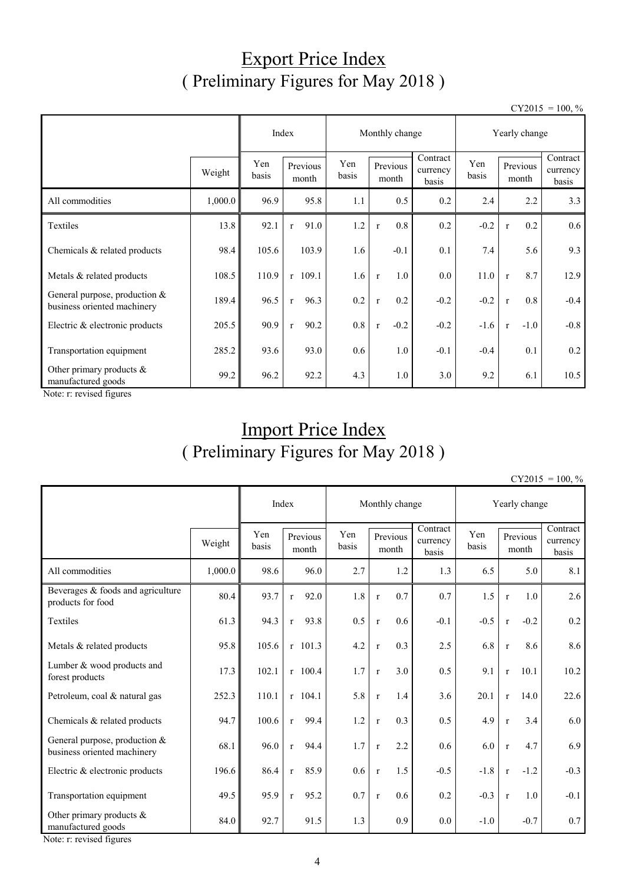# Export Price Index
## ( Preliminary Figures for May 2018 )

CY2015 = 100, %

| | Weight | Index | | Monthly change | | | Yearly change | | |
|---|---|---|---|---|---|---|---|---|---|
| | | Yen basis | Previous month | Yen basis | Previous month | Contract currency basis | Yen basis | Previous month | Contract currency basis |
| All commodities | 1,000.0 | 96.9 | 95.8 | 1.1 | 0.5 | 0.2 | 2.4 | 2.2 | 3.3 |
| Textiles | 13.8 | 92.1 | r 91.0 | 1.2 | r 0.8 | 0.2 | -0.2 | r 0.2 | 0.6 |
| Chemicals & related products | 98.4 | 105.6 | 103.9 | 1.6 | -0.1 | 0.1 | 7.4 | 5.6 | 9.3 |
| Metals & related products | 108.5 | 110.9 | r 109.1 | 1.6 | r 1.0 | 0.0 | 11.0 | r 8.7 | 12.9 |
| General purpose, production & business oriented machinery | 189.4 | 96.5 | r 96.3 | 0.2 | r 0.2 | -0.2 | -0.2 | r 0.8 | -0.4 |
| Electric & electronic products | 205.5 | 90.9 | r 90.2 | 0.8 | r -0.2 | -0.2 | -1.6 | r -1.0 | -0.8 |
| Transportation equipment | 285.2 | 93.6 | 93.0 | 0.6 | 1.0 | -0.1 | -0.4 | 0.1 | 0.2 |
| Other primary products & manufactured goods | 99.2 | 96.2 | 92.2 | 4.3 | 1.0 | 3.0 | 9.2 | 6.1 | 10.5 |

Note: r: revised figures

# Import Price Index
## ( Preliminary Figures for May 2018 )

CY2015 = 100, %

| | Weight | Index | | Monthly change | | | Yearly change | | |
|---|---|---|---|---|---|---|---|---|---|
| | | Yen basis | Previous month | Yen basis | Previous month | Contract currency basis | Yen basis | Previous month | Contract currency basis |
| All commodities | 1,000.0 | 98.6 | 96.0 | 2.7 | 1.2 | 1.3 | 6.5 | 5.0 | 8.1 |
| Beverages & foods and agriculture products for food | 80.4 | 93.7 | r 92.0 | 1.8 | r 0.7 | 0.7 | 1.5 | r 1.0 | 2.6 |
| Textiles | 61.3 | 94.3 | r 93.8 | 0.5 | r 0.6 | -0.1 | -0.5 | r -0.2 | 0.2 |
| Metals & related products | 95.8 | 105.6 | r 101.3 | 4.2 | r 0.3 | 2.5 | 6.8 | r 8.6 | 8.6 |
| Lumber & wood products and forest products | 17.3 | 102.1 | r 100.4 | 1.7 | r 3.0 | 0.5 | 9.1 | r 10.1 | 10.2 |
| Petroleum, coal & natural gas | 252.3 | 110.1 | r 104.1 | 5.8 | r 1.4 | 3.6 | 20.1 | r 14.0 | 22.6 |
| Chemicals & related products | 94.7 | 100.6 | r 99.4 | 1.2 | r 0.3 | 0.5 | 4.9 | r 3.4 | 6.0 |
| General purpose, production & business oriented machinery | 68.1 | 96.0 | r 94.4 | 1.7 | r 2.2 | 0.6 | 6.0 | r 4.7 | 6.9 |
| Electric & electronic products | 196.6 | 86.4 | r 85.9 | 0.6 | r 1.5 | -0.5 | -1.8 | r -1.2 | -0.3 |
| Transportation equipment | 49.5 | 95.9 | r 95.2 | 0.7 | r 0.6 | 0.2 | -0.3 | r 1.0 | -0.1 |
| Other primary products & manufactured goods | 84.0 | 92.7 | 91.5 | 1.3 | 0.9 | 0.0 | -1.0 | -0.7 | 0.7 |

Note: r: revised figures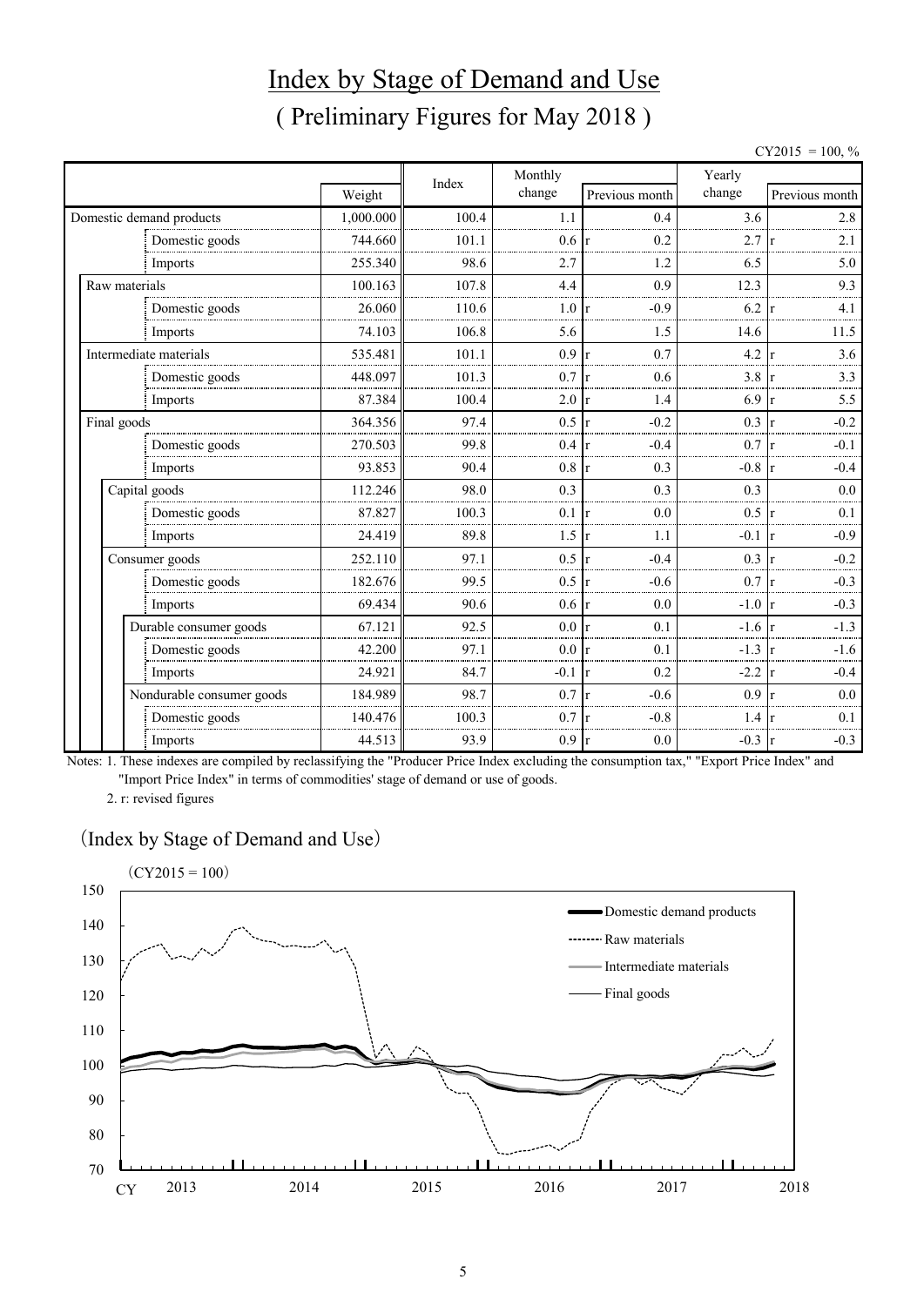# Index by Stage of Demand and Use

## ( Preliminary Figures for May 2018 )

CY2015 = 100, %

| | Weight | Index | Monthly change | Previous month | Yearly change | Previous month |
|---|---|---|---|---|---|---|
| Domestic demand products | 1,000.000 | 100.4 | 1.1 | 0.4 | 3.6 | 2.8 |
| Domestic goods | 744.660 | 101.1 | 0.6 | r 0.2 | 2.7 | r 2.1 |
| Imports | 255.340 | 98.6 | 2.7 | 1.2 | 6.5 | 5.0 |
| Raw materials | 100.163 | 107.8 | 4.4 | 0.9 | 12.3 | 9.3 |
| Domestic goods | 26.060 | 110.6 | 1.0 | r -0.9 | 6.2 | r 4.1 |
| Imports | 74.103 | 106.8 | 5.6 | 1.5 | 14.6 | 11.5 |
| Intermediate materials | 535.481 | 101.1 | 0.9 | r 0.7 | 4.2 | r 3.6 |
| Domestic goods | 448.097 | 101.3 | 0.7 | r 0.6 | 3.8 | r 3.3 |
| Imports | 87.384 | 100.4 | 2.0 | r 1.4 | 6.9 | r 5.5 |
| Final goods | 364.356 | 97.4 | 0.5 | r -0.2 | 0.3 | r -0.2 |
| Domestic goods | 270.503 | 99.8 | 0.4 | r -0.4 | 0.7 | r -0.1 |
| Imports | 93.853 | 90.4 | 0.8 | r 0.3 | -0.8 | r -0.4 |
| Capital goods | 112.246 | 98.0 | 0.3 | 0.3 | 0.3 | 0.0 |
| Domestic goods | 87.827 | 100.3 | 0.1 | r 0.0 | 0.5 | r 0.1 |
| Imports | 24.419 | 89.8 | 1.5 | r 1.1 | -0.1 | r -0.9 |
| Consumer goods | 252.110 | 97.1 | 0.5 | r -0.4 | 0.3 | r -0.2 |
| Domestic goods | 182.676 | 99.5 | 0.5 | r -0.6 | 0.7 | r -0.3 |
| Imports | 69.434 | 90.6 | 0.6 | r 0.0 | -1.0 | r -0.3 |
| Durable consumer goods | 67.121 | 92.5 | 0.0 | r 0.1 | -1.6 | r -1.3 |
| Domestic goods | 42.200 | 97.1 | 0.0 | r 0.1 | -1.3 | r -1.6 |
| Imports | 24.921 | 84.7 | -0.1 | r 0.2 | -2.2 | r -0.4 |
| Nondurable consumer goods | 184.989 | 98.7 | 0.7 | r -0.6 | 0.9 | r 0.0 |
| Domestic goods | 140.476 | 100.3 | 0.7 | r -0.8 | 1.4 | r 0.1 |
| Imports | 44.513 | 93.9 | 0.9 | r 0.0 | -0.3 | r -0.3 |

Notes: 1. These indexes are compiled by reclassifying the "Producer Price Index excluding the consumption tax," "Export Price Index" and "Import Price Index" in terms of commodities' stage of demand or use of goods.

2. r: revised figures

(Index by Stage of Demand and Use)

(CY2015 = 100)

Legend: Domestic demand products; Raw materials; Intermediate materials; Final goods

CY 2013 2014 2015 2016 2017 2018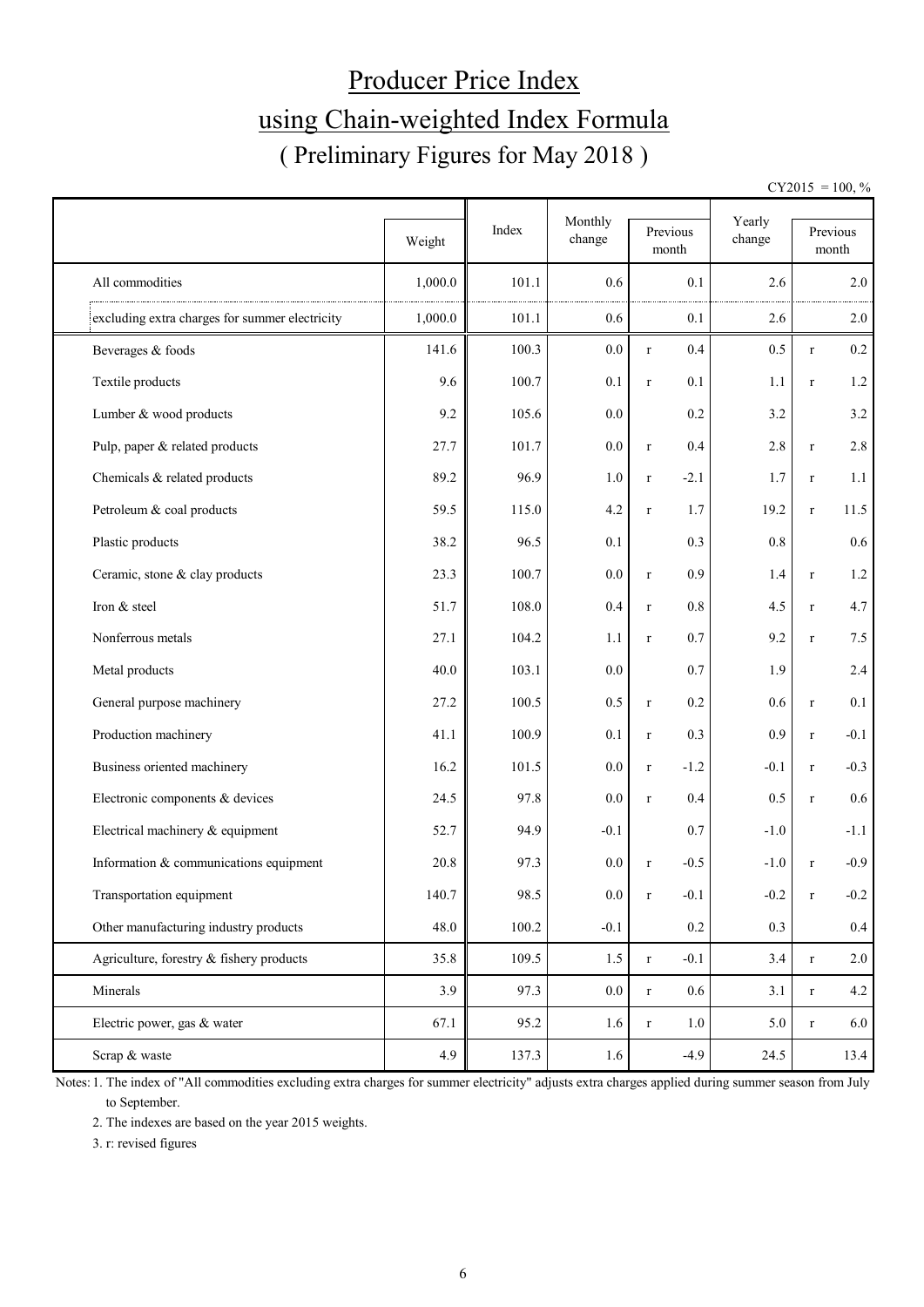# Producer Price Index
## using Chain-weighted Index Formula
### ( Preliminary Figures for May 2018 )

CY2015 = 100, %

| | Weight | Index | Monthly change | Previous month | | Yearly change | Previous month | |
|---|---|---|---|---|---|---|---|---|
| All commodities | 1,000.0 | 101.1 | 0.6 | | 0.1 | 2.6 | | 2.0 |
| excluding extra charges for summer electricity | 1,000.0 | 101.1 | 0.6 | | 0.1 | 2.6 | | 2.0 |
| Beverages & foods | 141.6 | 100.3 | 0.0 | r | 0.4 | 0.5 | r | 0.2 |
| Textile products | 9.6 | 100.7 | 0.1 | r | 0.1 | 1.1 | r | 1.2 |
| Lumber & wood products | 9.2 | 105.6 | 0.0 | | 0.2 | 3.2 | | 3.2 |
| Pulp, paper & related products | 27.7 | 101.7 | 0.0 | r | 0.4 | 2.8 | r | 2.8 |
| Chemicals & related products | 89.2 | 96.9 | 1.0 | r | -2.1 | 1.7 | r | 1.1 |
| Petroleum & coal products | 59.5 | 115.0 | 4.2 | r | 1.7 | 19.2 | r | 11.5 |
| Plastic products | 38.2 | 96.5 | 0.1 | | 0.3 | 0.8 | | 0.6 |
| Ceramic, stone & clay products | 23.3 | 100.7 | 0.0 | r | 0.9 | 1.4 | r | 1.2 |
| Iron & steel | 51.7 | 108.0 | 0.4 | r | 0.8 | 4.5 | r | 4.7 |
| Nonferrous metals | 27.1 | 104.2 | 1.1 | r | 0.7 | 9.2 | r | 7.5 |
| Metal products | 40.0 | 103.1 | 0.0 | | 0.7 | 1.9 | | 2.4 |
| General purpose machinery | 27.2 | 100.5 | 0.5 | r | 0.2 | 0.6 | r | 0.1 |
| Production machinery | 41.1 | 100.9 | 0.1 | r | 0.3 | 0.9 | r | -0.1 |
| Business oriented machinery | 16.2 | 101.5 | 0.0 | r | -1.2 | -0.1 | r | -0.3 |
| Electronic components & devices | 24.5 | 97.8 | 0.0 | r | 0.4 | 0.5 | r | 0.6 |
| Electrical machinery & equipment | 52.7 | 94.9 | -0.1 | | 0.7 | -1.0 | | -1.1 |
| Information & communications equipment | 20.8 | 97.3 | 0.0 | r | -0.5 | -1.0 | r | -0.9 |
| Transportation equipment | 140.7 | 98.5 | 0.0 | r | -0.1 | -0.2 | r | -0.2 |
| Other manufacturing industry products | 48.0 | 100.2 | -0.1 | | 0.2 | 0.3 | | 0.4 |
| Agriculture, forestry & fishery products | 35.8 | 109.5 | 1.5 | r | -0.1 | 3.4 | r | 2.0 |
| Minerals | 3.9 | 97.3 | 0.0 | r | 0.6 | 3.1 | r | 4.2 |
| Electric power, gas & water | 67.1 | 95.2 | 1.6 | r | 1.0 | 5.0 | r | 6.0 |
| Scrap & waste | 4.9 | 137.3 | 1.6 | | -4.9 | 24.5 | | 13.4 |

Notes: 1. The index of "All commodities excluding extra charges for summer electricity" adjusts extra charges applied during summer season from July to September.

2. The indexes are based on the year 2015 weights.

3. r: revised figures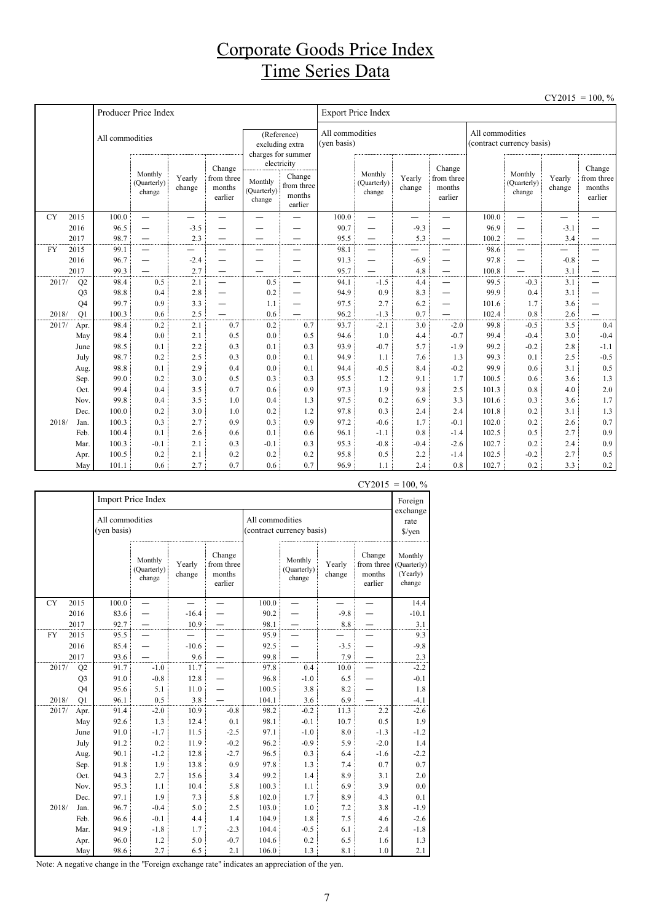# Corporate Goods Price Index
# Time Series Data

CY2015 = 100, %

| | | Producer Price Index | | | | | | Export Price Index | | | | | | | |
|---|---|---|---|---|---|---|---|---|---|---|---|---|---|---|---|
| | | All commodities | | | | (Reference) excluding extra charges for summer electricity | | All commodities (yen basis) | | | | All commodities (contract currency basis) | | | |
| | | | Monthly (Quarterly) change | Yearly change | Change from three months earlier | Monthly (Quarterly) change | Change from three months earlier | | Monthly (Quarterly) change | Yearly change | Change from three months earlier | | Monthly (Quarterly) change | Yearly change | Change from three months earlier |
| CY | 2015 | 100.0 | ― | ― | ― | ― | ― | 100.0 | ― | ― | ― | 100.0 | ― | ― | ― |
| | 2016 | 96.5 | ― | -3.5 | ― | ― | ― | 90.7 | ― | -9.3 | ― | 96.9 | ― | -3.1 | ― |
| | 2017 | 98.7 | ― | 2.3 | ― | ― | ― | 95.5 | ― | 5.3 | ― | 100.2 | ― | 3.4 | ― |
| FY | 2015 | 99.1 | ― | ― | ― | ― | ― | 98.1 | ― | ― | ― | 98.6 | ― | ― | ― |
| | 2016 | 96.7 | ― | -2.4 | ― | ― | ― | 91.3 | ― | -6.9 | ― | 97.8 | ― | -0.8 | ― |
| | 2017 | 99.3 | ― | 2.7 | ― | ― | ― | 95.7 | ― | 4.8 | ― | 100.8 | ― | 3.1 | ― |
| 2017/ | Q2 | 98.4 | 0.5 | 2.1 | ― | 0.5 | ― | 94.1 | -1.5 | 4.4 | ― | 99.5 | -0.3 | 3.1 | ― |
| | Q3 | 98.8 | 0.4 | 2.8 | ― | 0.2 | ― | 94.9 | 0.9 | 8.3 | ― | 99.9 | 0.4 | 3.1 | ― |
| | Q4 | 99.7 | 0.9 | 3.3 | ― | 1.1 | ― | 97.5 | 2.7 | 6.2 | ― | 101.6 | 1.7 | 3.6 | ― |
| 2018/ | Q1 | 100.3 | 0.6 | 2.5 | ― | 0.6 | ― | 96.2 | -1.3 | 0.7 | ― | 102.4 | 0.8 | 2.6 | ― |
| 2017/ | Apr. | 98.4 | 0.2 | 2.1 | 0.7 | 0.2 | 0.7 | 93.7 | -2.1 | 3.0 | -2.0 | 99.8 | -0.5 | 3.5 | 0.4 |
| | May | 98.4 | 0.0 | 2.1 | 0.5 | 0.0 | 0.5 | 94.6 | 1.0 | 4.4 | -0.7 | 99.4 | -0.4 | 3.0 | -0.4 |
| | June | 98.5 | 0.1 | 2.2 | 0.3 | 0.1 | 0.3 | 93.9 | -0.7 | 5.7 | -1.9 | 99.2 | -0.2 | 2.8 | -1.1 |
| | July | 98.7 | 0.2 | 2.5 | 0.3 | 0.0 | 0.1 | 94.9 | 1.1 | 7.6 | 1.3 | 99.3 | 0.1 | 2.5 | -0.5 |
| | Aug. | 98.8 | 0.1 | 2.9 | 0.4 | 0.0 | 0.1 | 94.4 | -0.5 | 8.4 | -0.2 | 99.9 | 0.6 | 3.1 | 0.5 |
| | Sep. | 99.0 | 0.2 | 3.0 | 0.5 | 0.3 | 0.3 | 95.5 | 1.2 | 9.1 | 1.7 | 100.5 | 0.6 | 3.6 | 1.3 |
| | Oct. | 99.4 | 0.4 | 3.5 | 0.7 | 0.6 | 0.9 | 97.3 | 1.9 | 9.8 | 2.5 | 101.3 | 0.8 | 4.0 | 2.0 |
| | Nov. | 99.8 | 0.4 | 3.5 | 1.0 | 0.4 | 1.3 | 97.5 | 0.2 | 6.9 | 3.3 | 101.6 | 0.3 | 3.6 | 1.7 |
| | Dec. | 100.0 | 0.2 | 3.0 | 1.0 | 0.2 | 1.2 | 97.8 | 0.3 | 2.4 | 2.4 | 101.8 | 0.2 | 3.1 | 1.3 |
| 2018/ | Jan. | 100.3 | 0.3 | 2.7 | 0.9 | 0.3 | 0.9 | 97.2 | -0.6 | 1.7 | -0.1 | 102.0 | 0.2 | 2.6 | 0.7 |
| | Feb. | 100.4 | 0.1 | 2.6 | 0.6 | 0.1 | 0.6 | 96.1 | -1.1 | 0.8 | -1.4 | 102.5 | 0.5 | 2.7 | 0.9 |
| | Mar. | 100.3 | -0.1 | 2.1 | 0.3 | -0.1 | 0.3 | 95.3 | -0.8 | -0.4 | -2.6 | 102.7 | 0.2 | 2.4 | 0.9 |
| | Apr. | 100.5 | 0.2 | 2.1 | 0.2 | 0.2 | 0.2 | 95.8 | 0.5 | 2.2 | -1.4 | 102.5 | -0.2 | 2.7 | 0.5 |
| | May | 101.1 | 0.6 | 2.7 | 0.7 | 0.6 | 0.7 | 96.9 | 1.1 | 2.4 | 0.8 | 102.7 | 0.2 | 3.3 | 0.2 |

CY2015 = 100, %

| | | Import Price Index | | | | | | | | Foreign exchange rate $/yen |
|---|---|---|---|---|---|---|---|---|---|---|
| | | All commodities (yen basis) | | | | All commodities (contract currency basis) | | | | |
| | | | Monthly (Quarterly) change | Yearly change | Change from three months earlier | | Monthly (Quarterly) change | Yearly change | Change from three months earlier | Monthly (Quarterly) (Yearly) change |
| CY | 2015 | 100.0 | ― | ― | ― | 100.0 | ― | ― | ― | 14.4 |
| | 2016 | 83.6 | ― | -16.4 | ― | 90.2 | ― | -9.8 | ― | -10.1 |
| | 2017 | 92.7 | ― | 10.9 | ― | 98.1 | ― | 8.8 | ― | 3.1 |
| FY | 2015 | 95.5 | ― | ― | ― | 95.9 | ― | ― | ― | 9.3 |
| | 2016 | 85.4 | ― | -10.6 | ― | 92.5 | ― | -3.5 | ― | -9.8 |
| | 2017 | 93.6 | ― | 9.6 | ― | 99.8 | ― | 7.9 | ― | 2.3 |
| 2017/ | Q2 | 91.7 | -1.0 | 11.7 | ― | 97.8 | 0.4 | 10.0 | ― | -2.2 |
| | Q3 | 91.0 | -0.8 | 12.8 | ― | 96.8 | -1.0 | 6.5 | ― | -0.1 |
| | Q4 | 95.6 | 5.1 | 11.0 | ― | 100.5 | 3.8 | 8.2 | ― | 1.8 |
| 2018/ | Q1 | 96.1 | 0.5 | 3.8 | ― | 104.1 | 3.6 | 6.9 | ― | -4.1 |
| 2017/ | Apr. | 91.4 | -2.0 | 10.9 | -0.8 | 98.2 | -0.2 | 11.3 | 2.2 | -2.6 |
| | May | 92.6 | 1.3 | 12.4 | 0.1 | 98.1 | -0.1 | 10.7 | 0.5 | 1.9 |
| | June | 91.0 | -1.7 | 11.5 | -2.5 | 97.1 | -1.0 | 8.0 | -1.3 | -1.2 |
| | July | 91.2 | 0.2 | 11.9 | -0.2 | 96.2 | -0.9 | 5.9 | -2.0 | 1.4 |
| | Aug. | 90.1 | -1.2 | 12.8 | -2.7 | 96.5 | 0.3 | 6.4 | -1.6 | -2.2 |
| | Sep. | 91.8 | 1.9 | 13.8 | 0.9 | 97.8 | 1.3 | 7.4 | 0.7 | 0.7 |
| | Oct. | 94.3 | 2.7 | 15.6 | 3.4 | 99.2 | 1.4 | 8.9 | 3.1 | 2.0 |
| | Nov. | 95.3 | 1.1 | 10.4 | 5.8 | 100.3 | 1.1 | 6.9 | 3.9 | 0.0 |
| | Dec. | 97.1 | 1.9 | 7.3 | 5.8 | 102.0 | 1.7 | 8.9 | 4.3 | 0.1 |
| 2018/ | Jan. | 96.7 | -0.4 | 5.0 | 2.5 | 103.0 | 1.0 | 7.2 | 3.8 | -1.9 |
| | Feb. | 96.6 | -0.1 | 4.4 | 1.4 | 104.9 | 1.8 | 7.5 | 4.6 | -2.6 |
| | Mar. | 94.9 | -1.8 | 1.7 | -2.3 | 104.4 | -0.5 | 6.1 | 2.4 | -1.8 |
| | Apr. | 96.0 | 1.2 | 5.0 | -0.7 | 104.6 | 0.2 | 6.5 | 1.6 | 1.3 |
| | May | 98.6 | 2.7 | 6.5 | 2.1 | 106.0 | 1.3 | 8.1 | 1.0 | 2.1 |

Note: A negative change in the "Foreign exchange rate" indicates an appreciation of the yen.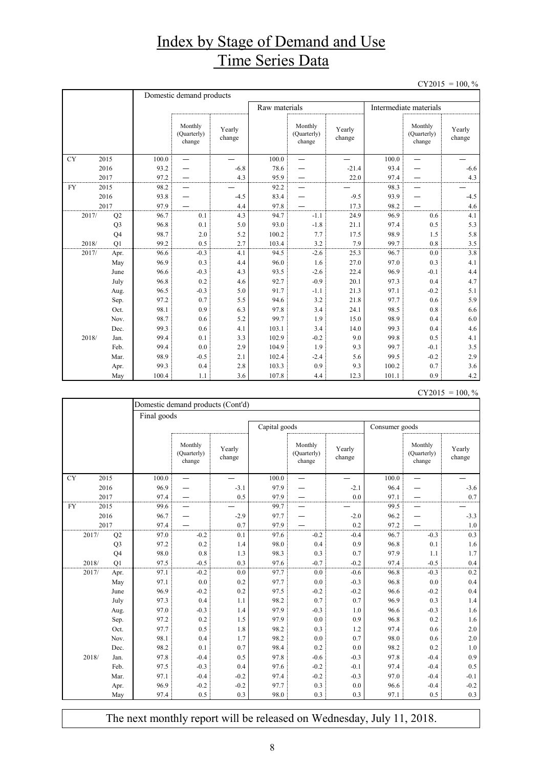# Index by Stage of Demand and Use
# Time Series Data

CY2015 = 100, %

| | | Domestic demand products | | | | | | | | |
|---|---|---|---|---|---|---|---|---|---|---|
| | | | | | Raw materials | | | Intermediate materials | | |
| | | | Monthly (Quarterly) change | Yearly change | | Monthly (Quarterly) change | Yearly change | | Monthly (Quarterly) change | Yearly change |
| CY | 2015 | 100.0 | — | — | 100.0 | — | — | 100.0 | — | — |
| | 2016 | 93.2 | — | -6.8 | 78.6 | — | -21.4 | 93.4 | — | -6.6 |
| | 2017 | 97.2 | — | 4.3 | 95.9 | — | 22.0 | 97.4 | — | 4.3 |
| FY | 2015 | 98.2 | — | — | 92.2 | — | — | 98.3 | — | — |
| | 2016 | 93.8 | — | -4.5 | 83.4 | — | -9.5 | 93.9 | — | -4.5 |
| | 2017 | 97.9 | — | 4.4 | 97.8 | — | 17.3 | 98.2 | — | 4.6 |
| 2017/ | Q2 | 96.7 | 0.1 | 4.3 | 94.7 | -1.1 | 24.9 | 96.9 | 0.6 | 4.1 |
| | Q3 | 96.8 | 0.1 | 5.0 | 93.0 | -1.8 | 21.1 | 97.4 | 0.5 | 5.3 |
| | Q4 | 98.7 | 2.0 | 5.2 | 100.2 | 7.7 | 17.5 | 98.9 | 1.5 | 5.8 |
| 2018/ | Q1 | 99.2 | 0.5 | 2.7 | 103.4 | 3.2 | 7.9 | 99.7 | 0.8 | 3.5 |
| 2017/ | Apr. | 96.6 | -0.3 | 4.1 | 94.5 | -2.6 | 25.3 | 96.7 | 0.0 | 3.8 |
| | May | 96.9 | 0.3 | 4.4 | 96.0 | 1.6 | 27.0 | 97.0 | 0.3 | 4.1 |
| | June | 96.6 | -0.3 | 4.3 | 93.5 | -2.6 | 22.4 | 96.9 | -0.1 | 4.4 |
| | July | 96.8 | 0.2 | 4.6 | 92.7 | -0.9 | 20.1 | 97.3 | 0.4 | 4.7 |
| | Aug. | 96.5 | -0.3 | 5.0 | 91.7 | -1.1 | 21.3 | 97.1 | -0.2 | 5.1 |
| | Sep. | 97.2 | 0.7 | 5.5 | 94.6 | 3.2 | 21.8 | 97.7 | 0.6 | 5.9 |
| | Oct. | 98.1 | 0.9 | 6.3 | 97.8 | 3.4 | 24.1 | 98.5 | 0.8 | 6.6 |
| | Nov. | 98.7 | 0.6 | 5.2 | 99.7 | 1.9 | 15.0 | 98.9 | 0.4 | 6.0 |
| | Dec. | 99.3 | 0.6 | 4.1 | 103.1 | 3.4 | 14.0 | 99.3 | 0.4 | 4.6 |
| 2018/ | Jan. | 99.4 | 0.1 | 3.3 | 102.9 | -0.2 | 9.0 | 99.8 | 0.5 | 4.1 |
| | Feb. | 99.4 | 0.0 | 2.9 | 104.9 | 1.9 | 9.3 | 99.7 | -0.1 | 3.5 |
| | Mar. | 98.9 | -0.5 | 2.1 | 102.4 | -2.4 | 5.6 | 99.5 | -0.2 | 2.9 |
| | Apr. | 99.3 | 0.4 | 2.8 | 103.3 | 0.9 | 9.3 | 100.2 | 0.7 | 3.6 |
| | May | 100.4 | 1.1 | 3.6 | 107.8 | 4.4 | 12.3 | 101.1 | 0.9 | 4.2 |

CY2015 = 100, %

| | | Domestic demand products (Cont'd) | | | | | | | | |
|---|---|---|---|---|---|---|---|---|---|---|
| | | Final goods | | | | | | | | |
| | | | | | Capital goods | | | Consumer goods | | |
| | | | Monthly (Quarterly) change | Yearly change | | Monthly (Quarterly) change | Yearly change | | Monthly (Quarterly) change | Yearly change |
| CY | 2015 | 100.0 | — | — | 100.0 | — | — | 100.0 | — | — |
| | 2016 | 96.9 | — | -3.1 | 97.9 | — | -2.1 | 96.4 | — | -3.6 |
| | 2017 | 97.4 | — | 0.5 | 97.9 | — | 0.0 | 97.1 | — | 0.7 |
| FY | 2015 | 99.6 | — | — | 99.7 | — | — | 99.5 | — | — |
| | 2016 | 96.7 | — | -2.9 | 97.7 | — | -2.0 | 96.2 | — | -3.3 |
| | 2017 | 97.4 | — | 0.7 | 97.9 | — | 0.2 | 97.2 | — | 1.0 |
| 2017/ | Q2 | 97.0 | -0.2 | 0.1 | 97.6 | -0.2 | -0.4 | 96.7 | -0.3 | 0.3 |
| | Q3 | 97.2 | 0.2 | 1.4 | 98.0 | 0.4 | 0.9 | 96.8 | 0.1 | 1.6 |
| | Q4 | 98.0 | 0.8 | 1.3 | 98.3 | 0.3 | 0.7 | 97.9 | 1.1 | 1.7 |
| 2018/ | Q1 | 97.5 | -0.5 | 0.3 | 97.6 | -0.7 | -0.2 | 97.4 | -0.5 | 0.4 |
| 2017/ | Apr. | 97.1 | -0.2 | 0.0 | 97.7 | 0.0 | -0.6 | 96.8 | -0.3 | 0.2 |
| | May | 97.1 | 0.0 | 0.2 | 97.7 | 0.0 | -0.3 | 96.8 | 0.0 | 0.4 |
| | June | 96.9 | -0.2 | 0.2 | 97.5 | -0.2 | -0.2 | 96.6 | -0.2 | 0.4 |
| | July | 97.3 | 0.4 | 1.1 | 98.2 | 0.7 | 0.7 | 96.9 | 0.3 | 1.4 |
| | Aug. | 97.0 | -0.3 | 1.4 | 97.9 | -0.3 | 1.0 | 96.6 | -0.3 | 1.6 |
| | Sep. | 97.2 | 0.2 | 1.5 | 97.9 | 0.0 | 0.9 | 96.8 | 0.2 | 1.6 |
| | Oct. | 97.7 | 0.5 | 1.8 | 98.2 | 0.3 | 1.2 | 97.4 | 0.6 | 2.0 |
| | Nov. | 98.1 | 0.4 | 1.7 | 98.2 | 0.0 | 0.7 | 98.0 | 0.6 | 2.0 |
| | Dec. | 98.2 | 0.1 | 0.7 | 98.4 | 0.2 | 0.0 | 98.2 | 0.2 | 1.0 |
| 2018/ | Jan. | 97.8 | -0.4 | 0.5 | 97.8 | -0.6 | -0.3 | 97.8 | -0.4 | 0.9 |
| | Feb. | 97.5 | -0.3 | 0.4 | 97.6 | -0.2 | -0.1 | 97.4 | -0.4 | 0.5 |
| | Mar. | 97.1 | -0.4 | -0.2 | 97.4 | -0.2 | -0.3 | 97.0 | -0.4 | -0.1 |
| | Apr. | 96.9 | -0.2 | -0.2 | 97.7 | 0.3 | 0.0 | 96.6 | -0.4 | -0.2 |
| | May | 97.4 | 0.5 | 0.3 | 98.0 | 0.3 | 0.3 | 97.1 | 0.5 | 0.3 |

The next monthly report will be released on Wednesday, July 11, 2018.